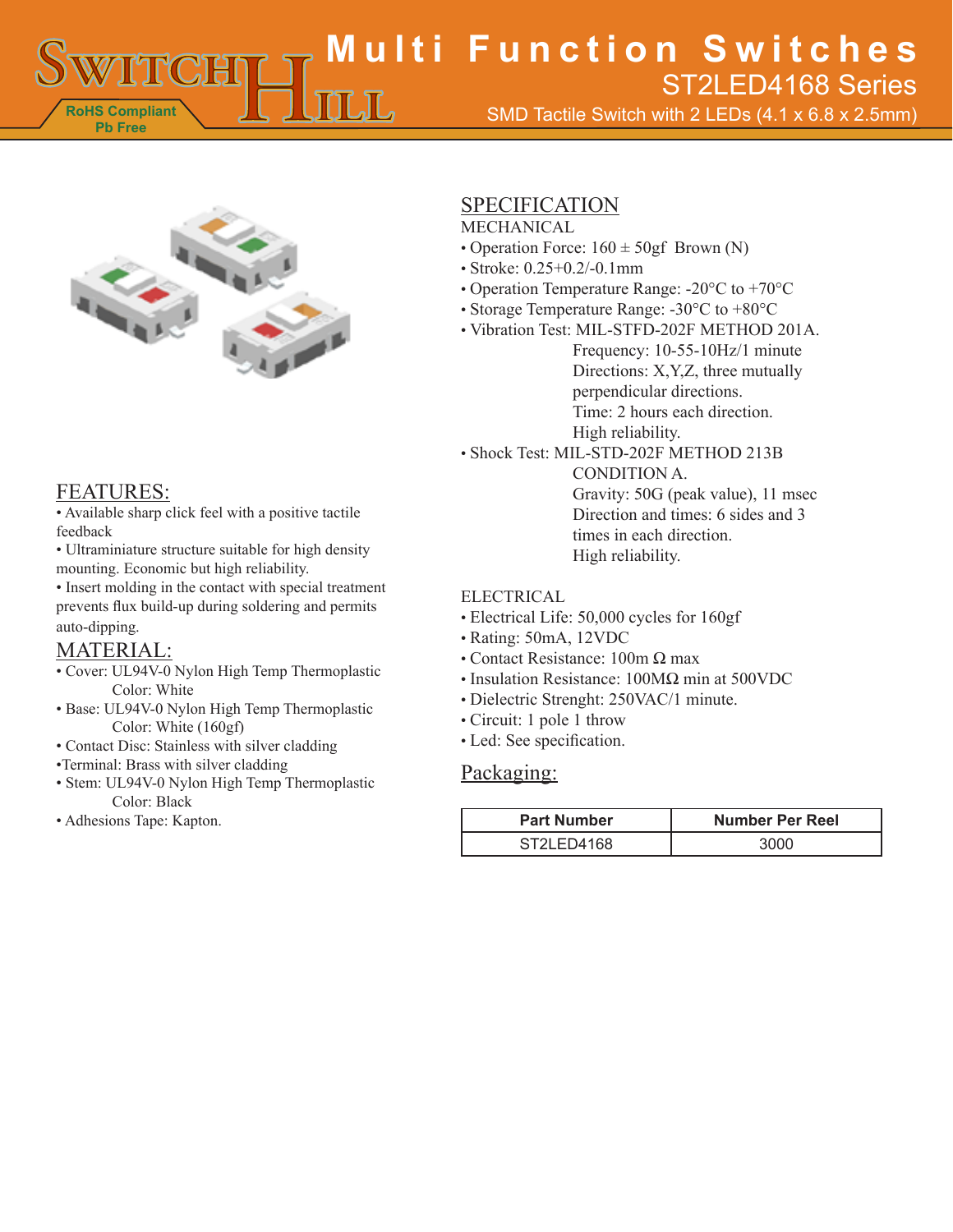# Multi Function Switches

## ST2LED4168 Series

SMD Tactile Switch with 2 LEDs (4.1 x 6.8 x 2.5mm)

RoHS Compliant
Pb Free

## FEATURES:

- Available sharp click feel with a positive tactile feedback
- Ultraminiature structure suitable for high density mounting. Economic but high reliability.
- Insert molding in the contact with special treatment prevents flux build-up during soldering and permits auto-dipping.

## MATERIAL:

- Cover: UL94V-0 Nylon High Temp Thermoplastic
  Color: White
- Base: UL94V-0 Nylon High Temp Thermoplastic
  Color: White (160gf)
- Contact Disc: Stainless with silver cladding
- Terminal: Brass with silver cladding
- Stem: UL94V-0 Nylon High Temp Thermoplastic
  Color: Black
- Adhesions Tape: Kapton.

## SPECIFICATION

MECHANICAL

- Operation Force: 160 ± 50gf Brown (N)
- Stroke: 0.25+0.2/-0.1mm
- Operation Temperature Range: -20°C to +70°C
- Storage Temperature Range: -30°C to +80°C
- Vibration Test: MIL-STFD-202F METHOD 201A.
  Frequency: 10-55-10Hz/1 minute
  Directions: X,Y,Z, three mutually perpendicular directions.
  Time: 2 hours each direction.
  High reliability.
- Shock Test: MIL-STD-202F METHOD 213B CONDITION A.
  Gravity: 50G (peak value), 11 msec
  Direction and times: 6 sides and 3 times in each direction.
  High reliability.

ELECTRICAL

- Electrical Life: 50,000 cycles for 160gf
- Rating: 50mA, 12VDC
- Contact Resistance: 100m Ω max
- Insulation Resistance: 100MΩ min at 500VDC
- Dielectric Strenght: 250VAC/1 minute.
- Circuit: 1 pole 1 throw
- Led: See specification.

## Packaging:

| Part Number | Number Per Reel |
|---|---|
| ST2LED4168 | 3000 |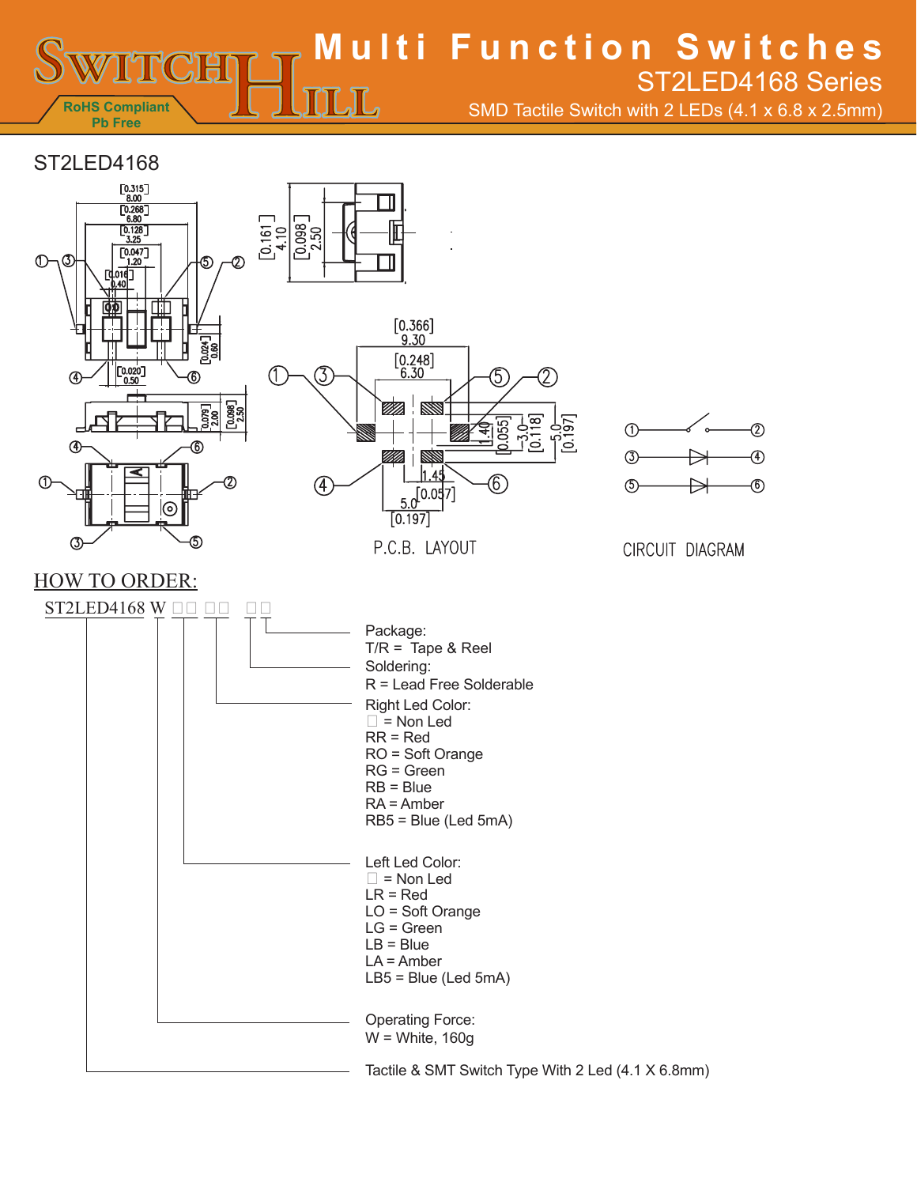# Multi Function Switches

## ST2LED4168 Series

SMD Tactile Switch with 2 LEDs (4.1 x 6.8 x 2.5mm)

RoHS Compliant
Pb Free

## ST2LED4168

P.C.B. LAYOUT

CIRCUIT DIAGRAM

## HOW TO ORDER:

ST2LED4168 W □□ □□ □□

- Package:
  T/R = Tape & Reel
- Soldering:
  R = Lead Free Solderable
- Right Led Color:
  □ = Non Led
  RR = Red
  RO = Soft Orange
  RG = Green
  RB = Blue
  RA = Amber
  RB5 = Blue (Led 5mA)
- Left Led Color:
  □ = Non Led
  LR = Red
  LO = Soft Orange
  LG = Green
  LB = Blue
  LA = Amber
  LB5 = Blue (Led 5mA)
- Operating Force:
  W = White, 160g
- Tactile & SMT Switch Type With 2 Led (4.1 X 6.8mm)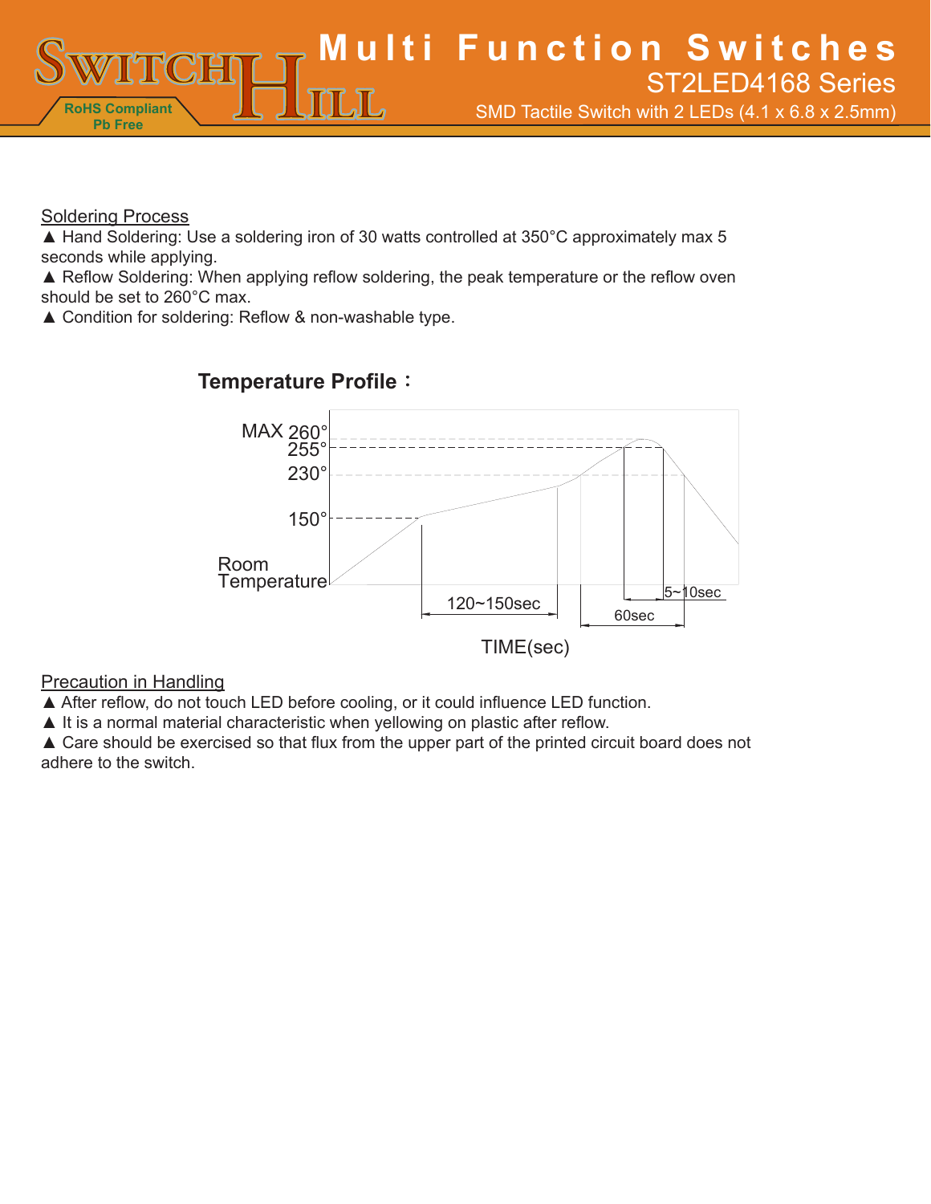Soldering Process

▲ Hand Soldering: Use a soldering iron of 30 watts controlled at 350°C approximately max 5 seconds while applying.

▲ Reflow Soldering: When applying reflow soldering, the peak temperature or the reflow oven should be set to 260°C max.

▲ Condition for soldering: Reflow & non-washable type.

**Temperature Profile：**

MAX 260°
255°
230°
150°
Room Temperature
120~150sec
60sec
5~10sec
TIME(sec)

Precaution in Handling

▲ After reflow, do not touch LED before cooling, or it could influence LED function.

▲ It is a normal material characteristic when yellowing on plastic after reflow.

▲ Care should be exercised so that flux from the upper part of the printed circuit board does not adhere to the switch.